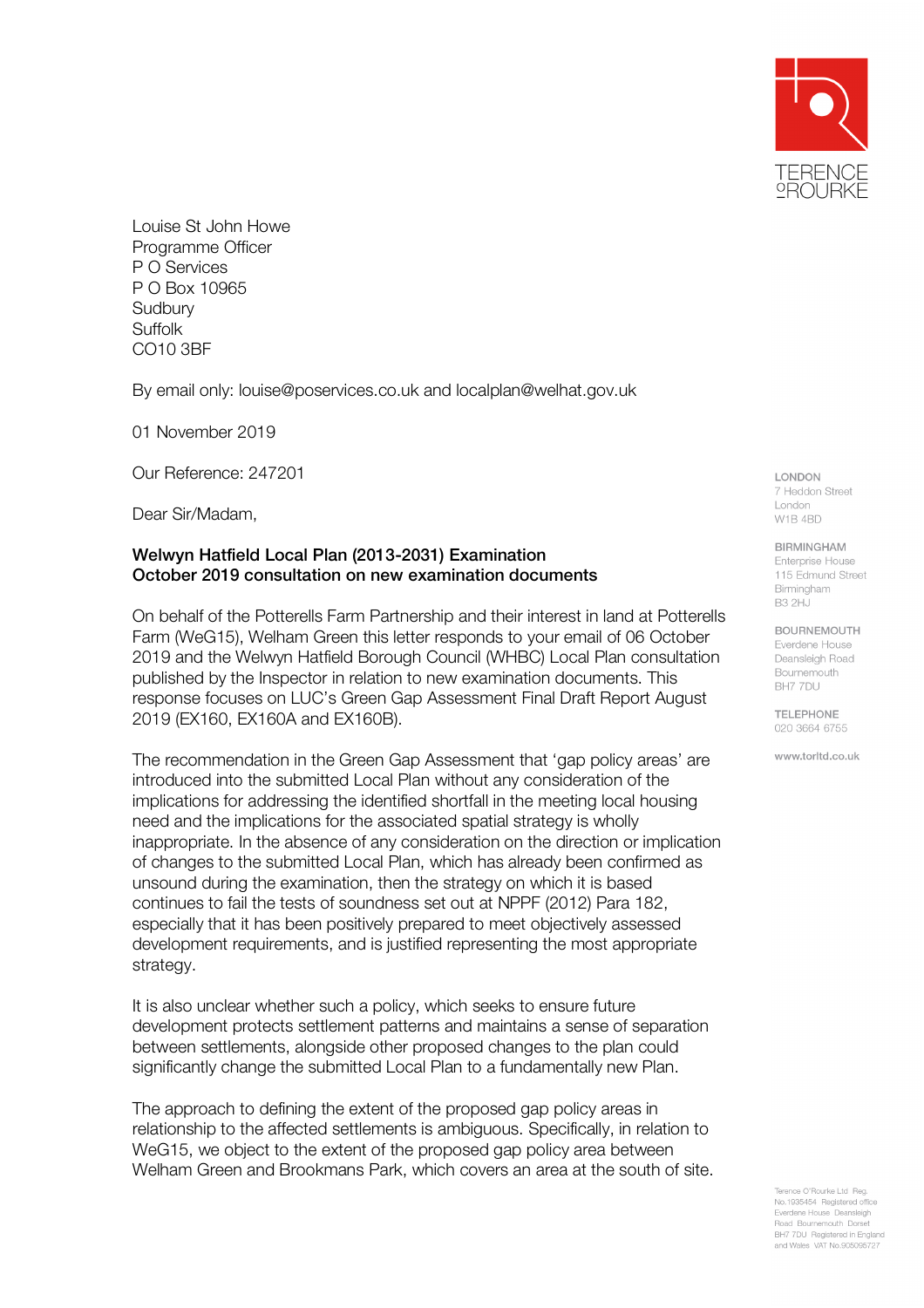TERENCE O'ROURKE

Louise St John Howe
Programme Officer
P O Services
P O Box 10965
Sudbury
Suffolk
CO10 3BF

By email only: louise@poservices.co.uk and localplan@welhat.gov.uk

01 November 2019

Our Reference: 247201

Dear Sir/Madam,

**Welwyn Hatfield Local Plan (2013-2031) Examination**
**October 2019 consultation on new examination documents**

On behalf of the Potterells Farm Partnership and their interest in land at Potterells Farm (WeG15), Welham Green this letter responds to your email of 06 October 2019 and the Welwyn Hatfield Borough Council (WHBC) Local Plan consultation published by the Inspector in relation to new examination documents. This response focuses on LUC's Green Gap Assessment Final Draft Report August 2019 (EX160, EX160A and EX160B).

The recommendation in the Green Gap Assessment that 'gap policy areas' are introduced into the submitted Local Plan without any consideration of the implications for addressing the identified shortfall in the meeting local housing need and the implications for the associated spatial strategy is wholly inappropriate. In the absence of any consideration on the direction or implication of changes to the submitted Local Plan, which has already been confirmed as unsound during the examination, then the strategy on which it is based continues to fail the tests of soundness set out at NPPF (2012) Para 182, especially that it has been positively prepared to meet objectively assessed development requirements, and is justified representing the most appropriate strategy.

It is also unclear whether such a policy, which seeks to ensure future development protects settlement patterns and maintains a sense of separation between settlements, alongside other proposed changes to the plan could significantly change the submitted Local Plan to a fundamentally new Plan.

The approach to defining the extent of the proposed gap policy areas in relationship to the affected settlements is ambiguous. Specifically, in relation to WeG15, we object to the extent of the proposed gap policy area between Welham Green and Brookmans Park, which covers an area at the south of site.

LONDON
7 Heddon Street
London
W1B 4BD

BIRMINGHAM
Enterprise House
115 Edmund Street
Birmingham
B3 2HJ

BOURNEMOUTH
Everdene House
Deansleigh Road
Bournemouth
BH7 7DU

TELEPHONE
020 3664 6755

www.torltd.co.uk

Terence O'Rourke Ltd Reg. No.1935454 Registered office Everdene House Deansleigh Road Bournemouth Dorset BH7 7DU Registered in England and Wales VAT No.905095727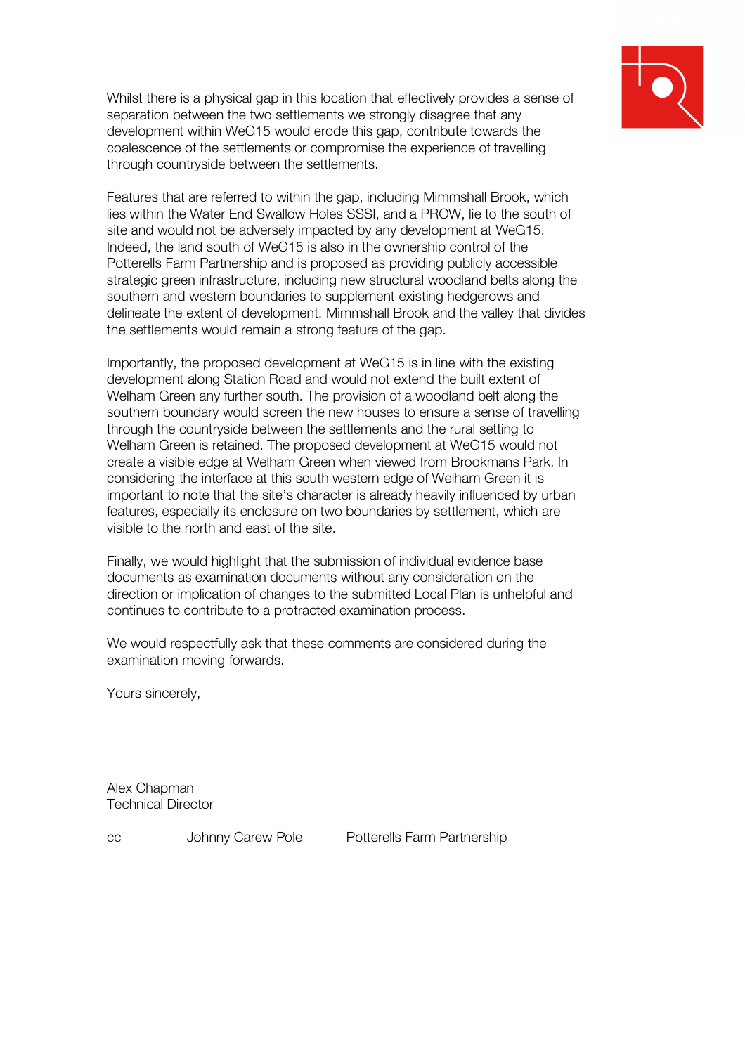Whilst there is a physical gap in this location that effectively provides a sense of separation between the two settlements we strongly disagree that any development within WeG15 would erode this gap, contribute towards the coalescence of the settlements or compromise the experience of travelling through countryside between the settlements.

Features that are referred to within the gap, including Mimmshall Brook, which lies within the Water End Swallow Holes SSSI, and a PROW, lie to the south of site and would not be adversely impacted by any development at WeG15. Indeed, the land south of WeG15 is also in the ownership control of the Potterells Farm Partnership and is proposed as providing publicly accessible strategic green infrastructure, including new structural woodland belts along the southern and western boundaries to supplement existing hedgerows and delineate the extent of development. Mimmshall Brook and the valley that divides the settlements would remain a strong feature of the gap.

Importantly, the proposed development at WeG15 is in line with the existing development along Station Road and would not extend the built extent of Welham Green any further south. The provision of a woodland belt along the southern boundary would screen the new houses to ensure a sense of travelling through the countryside between the settlements and the rural setting to Welham Green is retained. The proposed development at WeG15 would not create a visible edge at Welham Green when viewed from Brookmans Park. In considering the interface at this south western edge of Welham Green it is important to note that the site's character is already heavily influenced by urban features, especially its enclosure on two boundaries by settlement, which are visible to the north and east of the site.

Finally, we would highlight that the submission of individual evidence base documents as examination documents without any consideration on the direction or implication of changes to the submitted Local Plan is unhelpful and continues to contribute to a protracted examination process.

We would respectfully ask that these comments are considered during the examination moving forwards.

Yours sincerely,

Alex Chapman
Technical Director

cc Johnny Carew Pole Potterells Farm Partnership